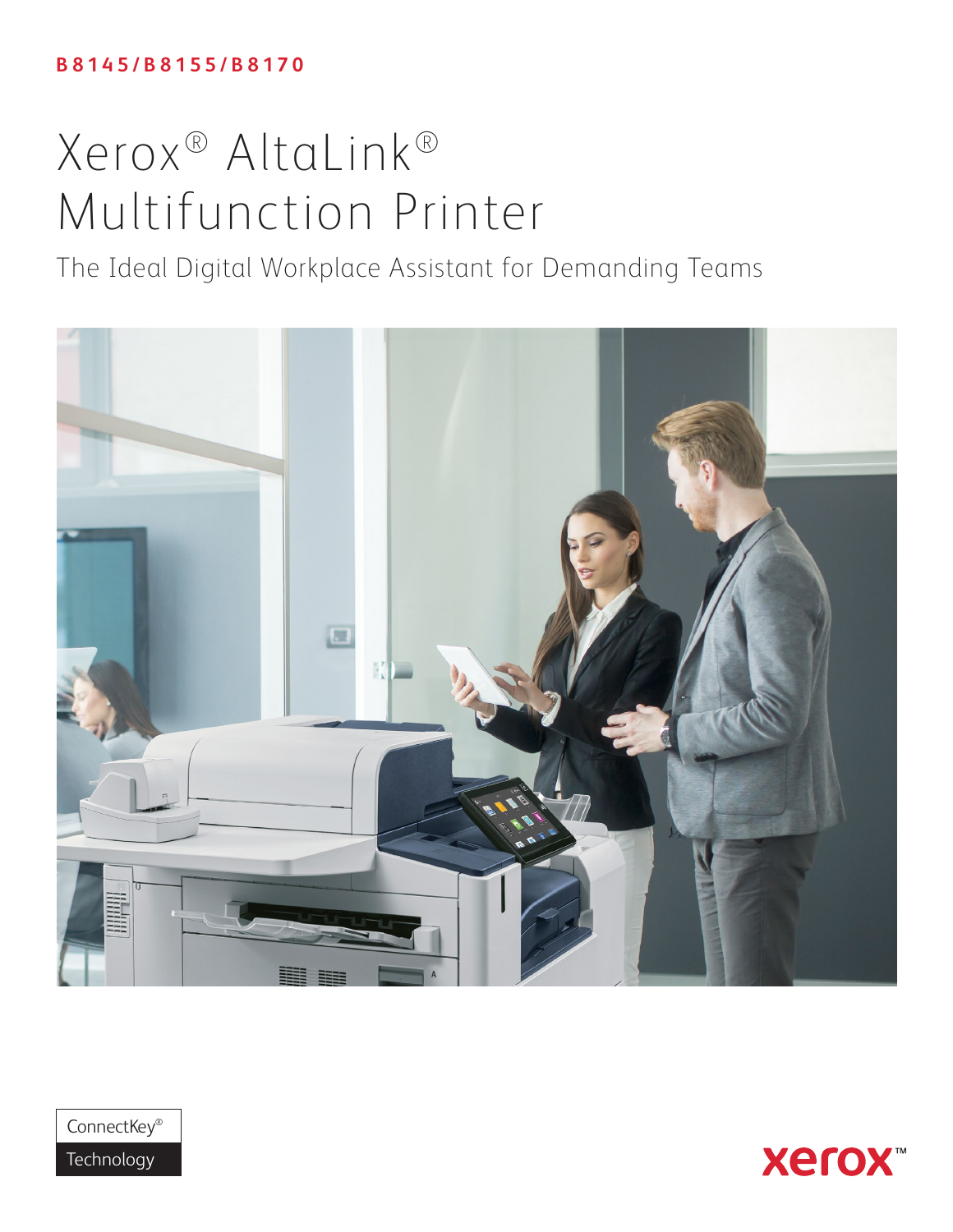B8145/B8155/B8170

# Xerox® AltaLink® Multifunction Printer

The Ideal Digital Workplace Assistant for Demanding Teams

ConnectKey® Technology

xerox™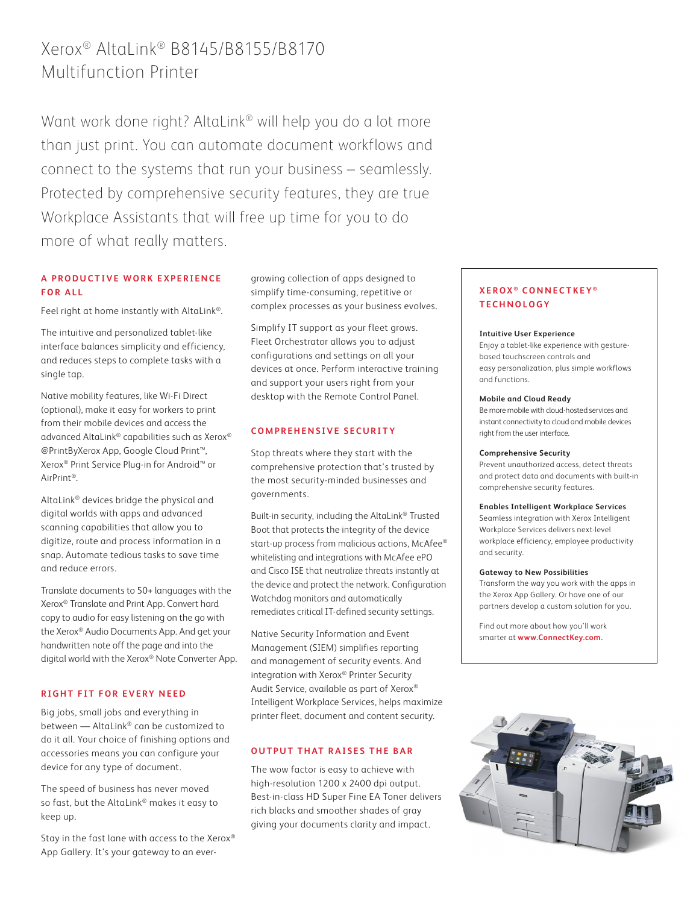# Xerox® AltaLink® B8145/B8155/B8170 Multifunction Printer

Want work done right? AltaLink® will help you do a lot more than just print. You can automate document workflows and connect to the systems that run your business – seamlessly. Protected by comprehensive security features, they are true Workplace Assistants that will free up time for you to do more of what really matters.

## A PRODUCTIVE WORK EXPERIENCE FOR ALL

Feel right at home instantly with AltaLink®.

The intuitive and personalized tablet-like interface balances simplicity and efficiency, and reduces steps to complete tasks with a single tap.

Native mobility features, like Wi-Fi Direct (optional), make it easy for workers to print from their mobile devices and access the advanced AltaLink® capabilities such as Xerox® @PrintByXerox App, Google Cloud Print™, Xerox® Print Service Plug-in for Android™ or AirPrint®.

AltaLink® devices bridge the physical and digital worlds with apps and advanced scanning capabilities that allow you to digitize, route and process information in a snap. Automate tedious tasks to save time and reduce errors.

Translate documents to 50+ languages with the Xerox® Translate and Print App. Convert hard copy to audio for easy listening on the go with the Xerox® Audio Documents App. And get your handwritten note off the page and into the digital world with the Xerox® Note Converter App.

## RIGHT FIT FOR EVERY NEED

Big jobs, small jobs and everything in between — AltaLink® can be customized to do it all. Your choice of finishing options and accessories means you can configure your device for any type of document.

The speed of business has never moved so fast, but the AltaLink® makes it easy to keep up.

Stay in the fast lane with access to the Xerox® App Gallery. It's your gateway to an ever-growing collection of apps designed to simplify time-consuming, repetitive or complex processes as your business evolves.

Simplify IT support as your fleet grows. Fleet Orchestrator allows you to adjust configurations and settings on all your devices at once. Perform interactive training and support your users right from your desktop with the Remote Control Panel.

## COMPREHENSIVE SECURITY

Stop threats where they start with the comprehensive protection that's trusted by the most security-minded businesses and governments.

Built-in security, including the AltaLink® Trusted Boot that protects the integrity of the device start-up process from malicious actions, McAfee® whitelisting and integrations with McAfee ePO and Cisco ISE that neutralize threats instantly at the device and protect the network. Configuration Watchdog monitors and automatically remediates critical IT-defined security settings.

Native Security Information and Event Management (SIEM) simplifies reporting and management of security events. And integration with Xerox® Printer Security Audit Service, available as part of Xerox® Intelligent Workplace Services, helps maximize printer fleet, document and content security.

## OUTPUT THAT RAISES THE BAR

The wow factor is easy to achieve with high-resolution 1200 x 2400 dpi output. Best-in-class HD Super Fine EA Toner delivers rich blacks and smoother shades of gray giving your documents clarity and impact.

## XEROX® CONNECTKEY® TECHNOLOGY

**Intuitive User Experience**
Enjoy a tablet-like experience with gesture-based touchscreen controls and easy personalization, plus simple workflows and functions.

**Mobile and Cloud Ready**
Be more mobile with cloud-hosted services and instant connectivity to cloud and mobile devices right from the user interface.

**Comprehensive Security**
Prevent unauthorized access, detect threats and protect data and documents with built-in comprehensive security features.

**Enables Intelligent Workplace Services**
Seamless integration with Xerox Intelligent Workplace Services delivers next-level workplace efficiency, employee productivity and security.

**Gateway to New Possibilities**
Transform the way you work with the apps in the Xerox App Gallery. Or have one of our partners develop a custom solution for you.

Find out more about how you'll work smarter at **www.ConnectKey.com**.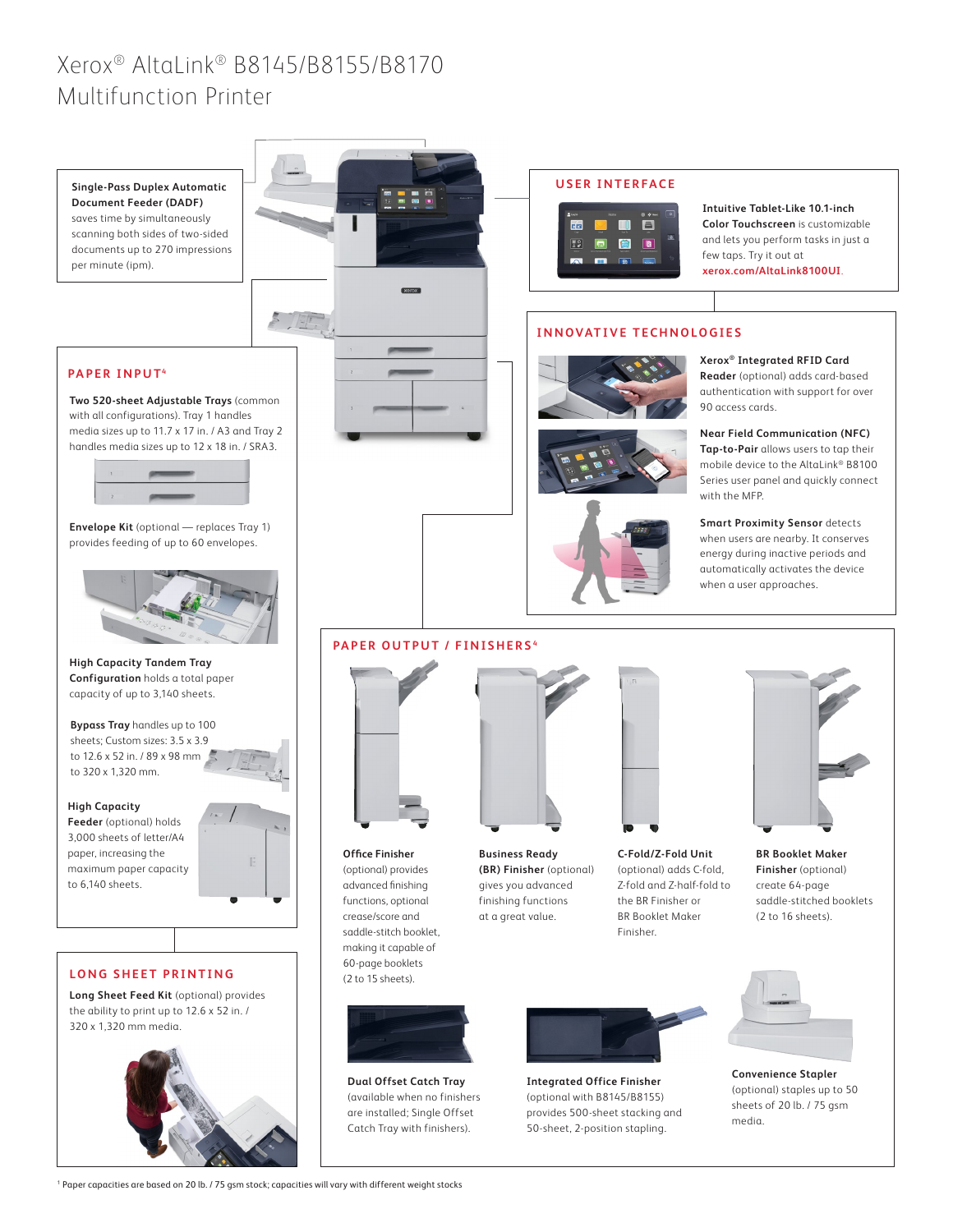# Xerox® AltaLink® B8145/B8155/B8170 Multifunction Printer

**Single-Pass Duplex Automatic Document Feeder (DADF)** saves time by simultaneously scanning both sides of two-sided documents up to 270 impressions per minute (ipm).

## PAPER INPUT[4]

**Two 520-sheet Adjustable Trays** (common with all configurations). Tray 1 handles media sizes up to 11.7 x 17 in. / A3 and Tray 2 handles media sizes up to 12 x 18 in. / SRA3.

**Envelope Kit** (optional — replaces Tray 1) provides feeding of up to 60 envelopes.

**High Capacity Tandem Tray Configuration** holds a total paper capacity of up to 3,140 sheets.

**Bypass Tray** handles up to 100 sheets; Custom sizes: 3.5 x 3.9 to 12.6 x 52 in. / 89 x 98 mm to 320 x 1,320 mm.

**High Capacity Feeder** (optional) holds 3,000 sheets of letter/A4 paper, increasing the maximum paper capacity to 6,140 sheets.

## LONG SHEET PRINTING

**Long Sheet Feed Kit** (optional) provides the ability to print up to 12.6 x 52 in. / 320 x 1,320 mm media.

## USER INTERFACE

**Intuitive Tablet-Like 10.1-inch Color Touchscreen** is customizable and lets you perform tasks in just a few taps. Try it out at **xerox.com/AltaLink8100UI**.

## INNOVATIVE TECHNOLOGIES

**Xerox® Integrated RFID Card Reader** (optional) adds card-based authentication with support for over 90 access cards.

**Near Field Communication (NFC) Tap-to-Pair** allows users to tap their mobile device to the AltaLink® B8100 Series user panel and quickly connect with the MFP.

**Smart Proximity Sensor** detects when users are nearby. It conserves energy during inactive periods and automatically activates the device when a user approaches.

## PAPER OUTPUT / FINISHERS[4]

**Office Finisher** (optional) provides advanced finishing functions, optional crease/score and saddle-stitch booklet, making it capable of 60-page booklets (2 to 15 sheets).

**Business Ready (BR) Finisher** (optional) gives you advanced finishing functions at a great value.

**C-Fold/Z-Fold Unit** (optional) adds C-fold, Z-fold and Z-half-fold to the BR Finisher or BR Booklet Maker Finisher.

**BR Booklet Maker Finisher** (optional) create 64-page saddle-stitched booklets (2 to 16 sheets).

**Dual Offset Catch Tray** (available when no finishers are installed; Single Offset Catch Tray with finishers).

**Integrated Office Finisher** (optional with B8145/B8155) provides 500-sheet stacking and 50-sheet, 2-position stapling.

**Convenience Stapler** (optional) staples up to 50 sheets of 20 lb. / 75 gsm media.

[4] Paper capacities are based on 20 lb. / 75 gsm stock; capacities will vary with different weight stocks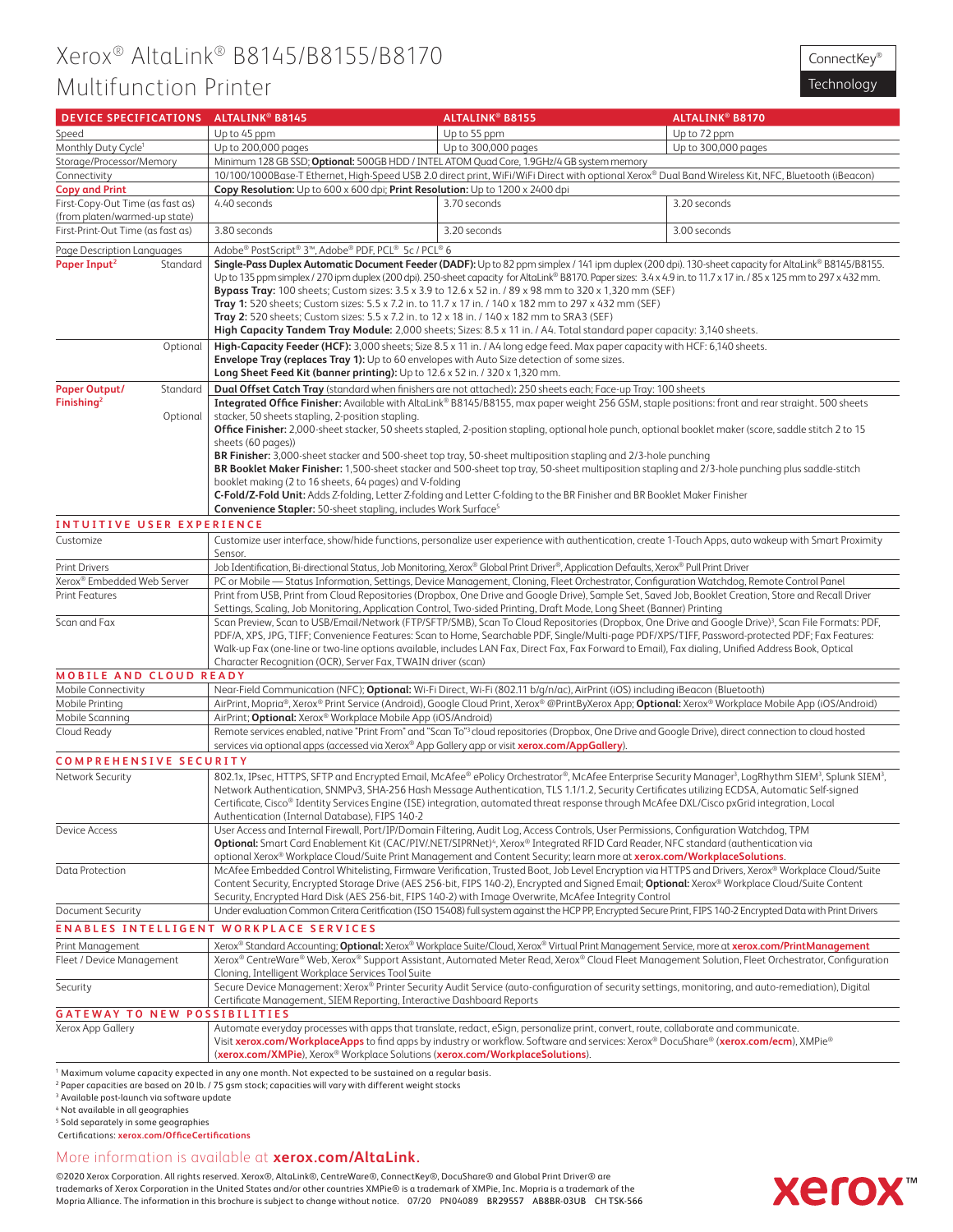# Xerox® AltaLink® B8145/B8155/B8170 Multifunction Printer

ConnectKey® Technology

| DEVICE SPECIFICATIONS | ALTALINK® B8145 | ALTALINK® B8155 | ALTALINK® B8170 |
|---|---|---|---|
| Speed | Up to 45 ppm | Up to 55 ppm | Up to 72 ppm |
| Monthly Duty Cycle[1] | Up to 200,000 pages | Up to 300,000 pages | Up to 300,000 pages |
| Storage/Processor/Memory | Minimum 128 GB SSD; **Optional:** 500GB HDD / INTEL ATOM Quad Core, 1.9GHz/4 GB system memory | | |
| Connectivity | 10/100/1000Base-T Ethernet, High-Speed USB 2.0 direct print, WiFi/WiFi Direct with optional Xerox® Dual Band Wireless Kit, NFC, Bluetooth (iBeacon) | | |
| **Copy and Print** | **Copy Resolution:** Up to 600 x 600 dpi; **Print Resolution:** Up to 1200 x 2400 dpi | | |
| First-Copy-Out Time (as fast as) (from platen/warmed-up state) | 4.40 seconds | 3.70 seconds | 3.20 seconds |
| First-Print-Out Time (as fast as) | 3.80 seconds | 3.20 seconds | 3.00 seconds |
| Page Description Languages | Adobe® PostScript® 3™, Adobe® PDF, PCL® 5c / PCL® 6 | | |
| **Paper Input[2]** Standard | **Single-Pass Duplex Automatic Document Feeder (DADF):** Up to 82 ppm simplex / 141 ipm duplex (200 dpi). 130-sheet capacity for AltaLink® B8145/B8155. Up to 135 ppm simplex / 270 ipm duplex (200 dpi). 250-sheet capacity for AltaLink® B8170. Paper sizes: 3.4 x 4.9 in. to 11.7 x 17 in. / 85 x 125 mm to 297 x 432 mm. **Bypass Tray:** 100 sheets; Custom sizes: 3.5 x 3.9 to 12.6 x 52 in. / 89 x 98 mm to 320 x 1,320 mm (SEF) **Tray 1:** 520 sheets; Custom sizes: 5.5 x 7.2 in. to 11.7 x 17 in. / 140 x 182 mm to 297 x 432 mm (SEF) **Tray 2:** 520 sheets; Custom sizes: 5.5 x 7.2 in. to 12 x 18 in. / 140 x 182 mm to SRA3 (SEF) **High Capacity Tandem Tray Module:** 2,000 sheets; Sizes: 8.5 x 11 in. / A4. Total standard paper capacity: 3,140 sheets. | | |
| Optional | **High-Capacity Feeder (HCF):** 3,000 sheets; Size 8.5 x 11 in. / A4 long edge feed. Max paper capacity with HCF: 6,140 sheets. **Envelope Tray (replaces Tray 1):** Up to 60 envelopes with Auto Size detection of some sizes. **Long Sheet Feed Kit (banner printing):** Up to 12.6 x 52 in. / 320 x 1,320 mm. | | |
| **Paper Output/ Finishing[2]** Standard | **Dual Offset Catch Tray** (standard when finishers are not attached): 250 sheets each; Face-up Tray: 100 sheets | | |
| Optional | **Integrated Office Finisher:** Available with AltaLink® B8145/B8155, max paper weight 256 GSM, staple positions: front and rear straight. 500 sheets stacker, 50 sheets stapling, 2-position stapling. **Office Finisher:** 2,000-sheet stacker, 50 sheets stapled, 2-position stapling, optional hole punch, optional booklet maker (score, saddle stitch 2 to 15 sheets (60 pages)) **BR Finisher:** 3,000-sheet stacker and 500-sheet top tray, 50-sheet multiposition stapling and 2/3-hole punching **BR Booklet Maker Finisher:** 1,500-sheet stacker and 500-sheet top tray, 50-sheet multiposition stapling and 2/3-hole punching plus saddle-stitch booklet making (2 to 16 sheets, 64 pages) and V-folding **C-Fold/Z-Fold Unit:** Adds Z-folding, Letter Z-folding and Letter C-folding to the BR Finisher and BR Booklet Maker Finisher **Convenience Stapler:** 50-sheet stapling, includes Work Surface[5] | | |

## INTUITIVE USER EXPERIENCE

| | |
|---|---|
| Customize | Customize user interface, show/hide functions, personalize user experience with authentication, create 1-Touch Apps, auto wakeup with Smart Proximity Sensor. |
| Print Drivers | Job Identification, Bi-directional Status, Job Monitoring, Xerox® Global Print Driver®, Application Defaults, Xerox® Pull Print Driver |
| Xerox® Embedded Web Server | PC or Mobile — Status Information, Settings, Device Management, Cloning, Fleet Orchestrator, Configuration Watchdog, Remote Control Panel |
| Print Features | Print from USB, Print from Cloud Repositories (Dropbox, One Drive and Google Drive), Sample Set, Saved Job, Booklet Creation, Store and Recall Driver Settings, Scaling, Job Monitoring, Application Control, Two-sided Printing, Draft Mode, Long Sheet (Banner) Printing |
| Scan and Fax | Scan Preview, Scan to USB/Email/Network (FTP/SFTP/SMB), Scan To Cloud Repositories (Dropbox, One Drive and Google Drive)[3], Scan File Formats: PDF, PDF/A, XPS, JPG, TIFF; Convenience Features: Scan to Home, Searchable PDF, Single/Multi-page PDF/XPS/TIFF, Password-protected PDF; Fax Features: Walk-up Fax (one-line or two-line options available, includes LAN Fax, Direct Fax, Fax Forward to Email), Fax dialing, Unified Address Book, Optical Character Recognition (OCR), Server Fax, TWAIN driver (scan) |

## MOBILE AND CLOUD READY

| | |
|---|---|
| Mobile Connectivity | Near-Field Communication (NFC); **Optional:** Wi-Fi Direct, Wi-Fi (802.11 b/g/n/ac), AirPrint (iOS) including iBeacon (Bluetooth) |
| Mobile Printing | AirPrint, Mopria®, Xerox® Print Service (Android), Google Cloud Print, Xerox® @PrintByXerox App; **Optional:** Xerox® Workplace Mobile App (iOS/Android) |
| Mobile Scanning | AirPrint; **Optional:** Xerox® Workplace Mobile App (iOS/Android) |
| Cloud Ready | Remote services enabled, native "Print From" and "Scan To"[3] cloud repositories (Dropbox, One Drive and Google Drive), direct connection to cloud hosted services via optional apps (accessed via Xerox® App Gallery app or visit **xerox.com/AppGallery**). |

## COMPREHENSIVE SECURITY

| | |
|---|---|
| Network Security | 802.1x, IPSec, HTTPS, SFTP and Encrypted Email, McAfee® ePolicy Orchestrator®, McAfee Enterprise Security Manager[3], LogRhythm SIEM[3], Splunk SIEM[3], Network Authentication, SNMPv3, SHA-256 Hash Message Authentication, TLS 1.1/1.2, Security Certificates utilizing ECDSA, Automatic Self-signed Certificate, Cisco® Identity Services Engine (ISE) integration, automated threat response through McAfee DXL/Cisco pxGrid integration, Local Authentication (Internal Database), FIPS 140-2 |
| Device Access | User Access and Internal Firewall, Port/IP/Domain Filtering, Audit Log, Access Controls, User Permissions, Configuration Watchdog, TPM **Optional:** Smart Card Enablement Kit (CAC/PIV/.NET/SIPRNet)[4], Xerox® Integrated RFID Card Reader, NFC standard (authentication via optional Xerox® Workplace Cloud/Suite Print Management and Content Security; learn more at **xerox.com/WorkplaceSolutions**. |
| Data Protection | McAfee Embedded Control Whitelisting, Firmware Verification, Trusted Boot, Job Level Encryption via HTTPS and Drivers, Xerox® Workplace Cloud/Suite Content Security, Encrypted Storage Drive (AES 256-bit, FIPS 140-2), Encrypted and Signed Email; **Optional:** Xerox® Workplace Cloud/Suite Content Security, Encrypted Hard Disk (AES 256-bit, FIPS 140-2) with Image Overwrite, McAfee Integrity Control |
| Document Security | Under evaluation Common Critera Ceritfication (ISO 15408) full system against the HCP PP, Encrypted Secure Print, FIPS 140-2 Encrypted Data with Print Drivers |

## ENABLES INTELLIGENT WORKPLACE SERVICES

| | |
|---|---|
| Print Management | Xerox® Standard Accounting; **Optional:** Xerox® Workplace Suite/Cloud, Xerox® Virtual Print Management Service, more at **xerox.com/PrintManagement** |
| Fleet / Device Management | Xerox® CentreWare® Web, Xerox® Support Assistant, Automated Meter Read, Xerox® Cloud Fleet Management Solution, Fleet Orchestrator, Configuration Cloning, Intelligent Workplace Services Tool Suite |
| Security | Secure Device Management: Xerox® Printer Security Audit Service (auto-configuration of security settings, monitoring, and auto-remediation), Digital Certificate Management, SIEM Reporting, Interactive Dashboard Reports |

## GATEWAY TO NEW POSSIBILITIES

| | |
|---|---|
| Xerox App Gallery | Automate everyday processes with apps that translate, redact, eSign, personalize print, convert, route, collaborate and communicate. Visit **xerox.com/WorkplaceApps** to find apps by industry or workflow. Software and services: Xerox® DocuShare® (**xerox.com/ecm**), XMPie® (**xerox.com/XMPie**), Xerox® Workplace Solutions (**xerox.com/WorkplaceSolutions**). |

[1] Maximum volume capacity expected in any one month. Not expected to be sustained on a regular basis.
[2] Paper capacities are based on 20 lb. / 75 gsm stock; capacities will vary with different weight stocks
[3] Available post-launch via software update
[4] Not available in all geographies
[5] Sold separately in some geographies
Certifications: **xerox.com/OfficeCertifications**

More information is available at **xerox.com/AltaLink.**

©2020 Xerox Corporation. All rights reserved. Xerox®, AltaLink®, CentreWare®, ConnectKey®, DocuShare® and Global Print Driver® are trademarks of Xerox Corporation in the United States and/or other countries XMPie® is a trademark of XMPie, Inc. Mopria is a trademark of the Mopria Alliance. The information in this brochure is subject to change without notice. 07/20 PN04089 BR29557 AB8BR-03UB CH TSK-566